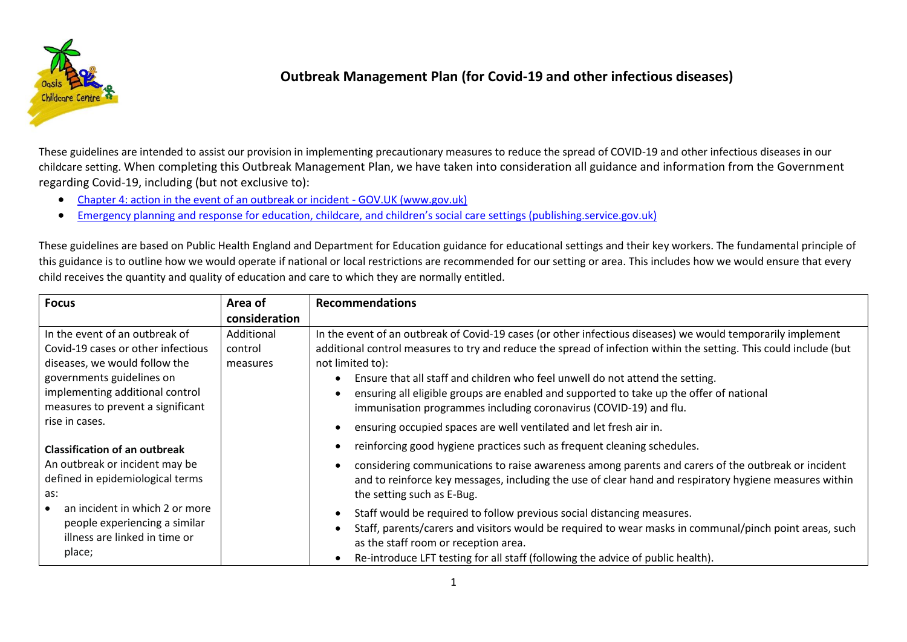# Outbreak Management Plan (for Covid-19 and other infectious diseases)

These guidelines are intended to assist our provision in implementing precautionary measures to reduce the spread of COVID-19 and other infectious diseases in our childcare setting. When completing this Outbreak Management Plan, we have taken into consideration all guidance and information from the Government regarding Covid-19, including (but not exclusive to):

- [Chapter 4: action in the event of an outbreak or incident - GOV.UK (www.gov.uk)]
- [Emergency planning and response for education, childcare, and children's social care settings (publishing.service.gov.uk)]

These guidelines are based on Public Health England and Department for Education guidance for educational settings and their key workers. The fundamental principle of this guidance is to outline how we would operate if national or local restrictions are recommended for our setting or area. This includes how we would ensure that every child receives the quantity and quality of education and care to which they are normally entitled.

| Focus | Area of consideration | Recommendations |
|---|---|---|
| In the event of an outbreak of Covid-19 cases or other infectious diseases, we would follow the governments guidelines on implementing additional control measures to prevent a significant rise in cases.<br><br>**Classification of an outbreak**<br>An outbreak or incident may be defined in epidemiological terms as:<br>• an incident in which 2 or more people experiencing a similar illness are linked in time or place; | Additional control measures | In the event of an outbreak of Covid-19 cases (or other infectious diseases) we would temporarily implement additional control measures to try and reduce the spread of infection within the setting. This could include (but not limited to):<br>• Ensure that all staff and children who feel unwell do not attend the setting.<br>• ensuring all eligible groups are enabled and supported to take up the offer of national immunisation programmes including coronavirus (COVID-19) and flu.<br>• ensuring occupied spaces are well ventilated and let fresh air in.<br>• reinforcing good hygiene practices such as frequent cleaning schedules.<br>• considering communications to raise awareness among parents and carers of the outbreak or incident and to reinforce key messages, including the use of clear hand and respiratory hygiene measures within the setting such as E-Bug.<br>• Staff would be required to follow previous social distancing measures.<br>• Staff, parents/carers and visitors would be required to wear masks in communal/pinch point areas, such as the staff room or reception area.<br>• Re-introduce LFT testing for all staff (following the advice of public health). |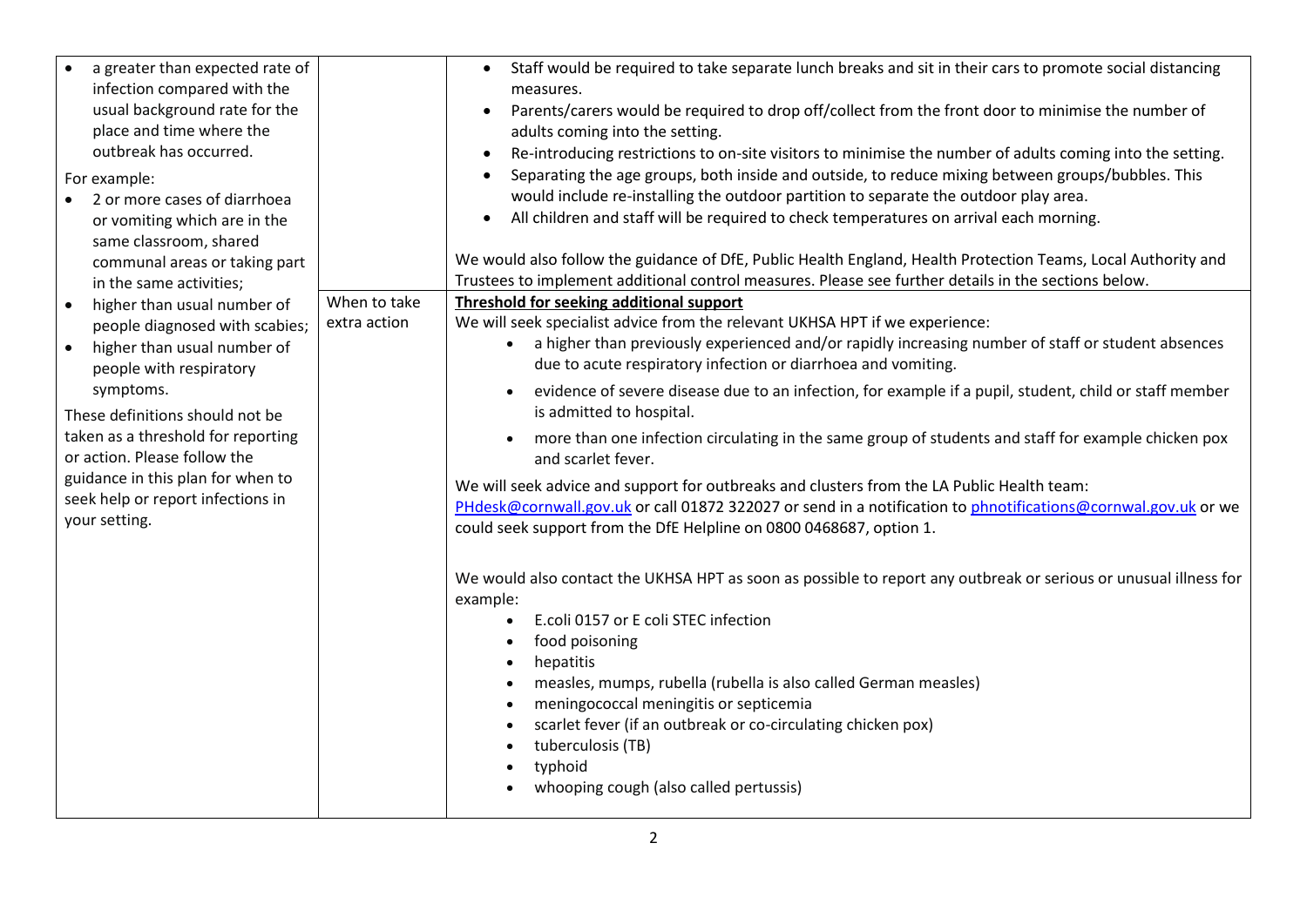| | | |
|---|---|---|
| • a greater than expected rate of infection compared with the usual background rate for the place and time where the outbreak has occurred.<br><br>For example:<br>• 2 or more cases of diarrhoea or vomiting which are in the same classroom, shared communal areas or taking part in the same activities;<br>• higher than usual number of people diagnosed with scabies;<br>• higher than usual number of people with respiratory symptoms.<br><br>These definitions should not be taken as a threshold for reporting or action. Please follow the guidance in this plan for when to seek help or report infections in your setting. | | • Staff would be required to take separate lunch breaks and sit in their cars to promote social distancing measures.<br>• Parents/carers would be required to drop off/collect from the front door to minimise the number of adults coming into the setting.<br>• Re-introducing restrictions to on-site visitors to minimise the number of adults coming into the setting.<br>• Separating the age groups, both inside and outside, to reduce mixing between groups/bubbles. This would include re-installing the outdoor partition to separate the outdoor play area.<br>• All children and staff will be required to check temperatures on arrival each morning.<br><br>We would also follow the guidance of DfE, Public Health England, Health Protection Teams, Local Authority and Trustees to implement additional control measures. Please see further details in the sections below. |
| | When to take extra action | **Threshold for seeking additional support**<br>We will seek specialist advice from the relevant UKHSA HPT if we experience:<br>• a higher than previously experienced and/or rapidly increasing number of staff or student absences due to acute respiratory infection or diarrhoea and vomiting.<br>• evidence of severe disease due to an infection, for example if a pupil, student, child or staff member is admitted to hospital.<br>• more than one infection circulating in the same group of students and staff for example chicken pox and scarlet fever.<br><br>We will seek advice and support for outbreaks and clusters from the LA Public Health team: PHdesk@cornwall.gov.uk or call 01872 322027 or send in a notification to phnotifications@cornwal.gov.uk or we could seek support from the DfE Helpline on 0800 0468687, option 1.<br><br>We would also contact the UKHSA HPT as soon as possible to report any outbreak or serious or unusual illness for example:<br>• E.coli 0157 or E coli STEC infection<br>• food poisoning<br>• hepatitis<br>• measles, mumps, rubella (rubella is also called German measles)<br>• meningococcal meningitis or septicemia<br>• scarlet fever (if an outbreak or co-circulating chicken pox)<br>• tuberculosis (TB)<br>• typhoid<br>• whooping cough (also called pertussis) |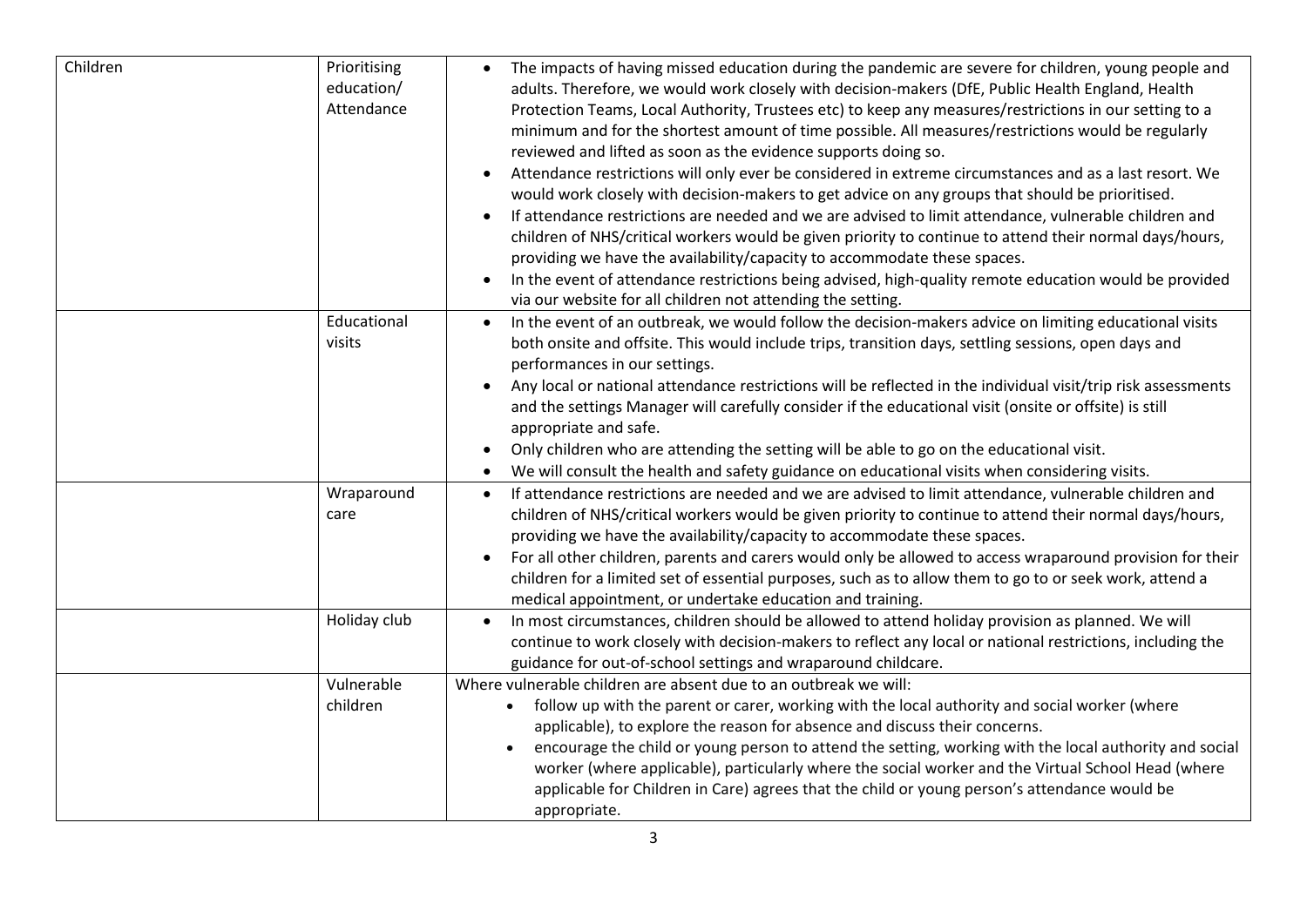| | | |
|---|---|---|
| Children | Prioritising education/ Attendance | • The impacts of having missed education during the pandemic are severe for children, young people and adults. Therefore, we would work closely with decision-makers (DfE, Public Health England, Health Protection Teams, Local Authority, Trustees etc) to keep any measures/restrictions in our setting to a minimum and for the shortest amount of time possible. All measures/restrictions would be regularly reviewed and lifted as soon as the evidence supports doing so.<br>• Attendance restrictions will only ever be considered in extreme circumstances and as a last resort. We would work closely with decision-makers to get advice on any groups that should be prioritised.<br>• If attendance restrictions are needed and we are advised to limit attendance, vulnerable children and children of NHS/critical workers would be given priority to continue to attend their normal days/hours, providing we have the availability/capacity to accommodate these spaces.<br>• In the event of attendance restrictions being advised, high-quality remote education would be provided via our website for all children not attending the setting. |
| | Educational visits | • In the event of an outbreak, we would follow the decision-makers advice on limiting educational visits both onsite and offsite. This would include trips, transition days, settling sessions, open days and performances in our settings.<br>• Any local or national attendance restrictions will be reflected in the individual visit/trip risk assessments and the settings Manager will carefully consider if the educational visit (onsite or offsite) is still appropriate and safe.<br>• Only children who are attending the setting will be able to go on the educational visit.<br>• We will consult the health and safety guidance on educational visits when considering visits. |
| | Wraparound care | • If attendance restrictions are needed and we are advised to limit attendance, vulnerable children and children of NHS/critical workers would be given priority to continue to attend their normal days/hours, providing we have the availability/capacity to accommodate these spaces.<br>• For all other children, parents and carers would only be allowed to access wraparound provision for their children for a limited set of essential purposes, such as to allow them to go to or seek work, attend a medical appointment, or undertake education and training. |
| | Holiday club | • In most circumstances, children should be allowed to attend holiday provision as planned. We will continue to work closely with decision-makers to reflect any local or national restrictions, including the guidance for out-of-school settings and wraparound childcare. |
| | Vulnerable children | Where vulnerable children are absent due to an outbreak we will:<br>• follow up with the parent or carer, working with the local authority and social worker (where applicable), to explore the reason for absence and discuss their concerns.<br>• encourage the child or young person to attend the setting, working with the local authority and social worker (where applicable), particularly where the social worker and the Virtual School Head (where applicable for Children in Care) agrees that the child or young person's attendance would be appropriate. |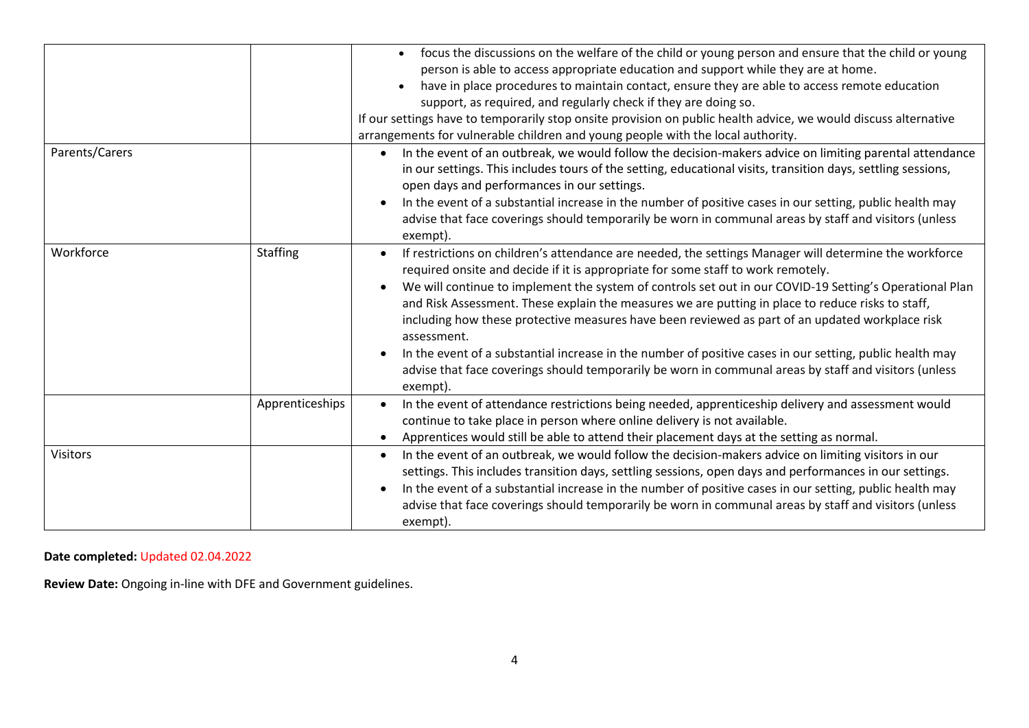| | | |
|---|---|---|
| | | • focus the discussions on the welfare of the child or young person and ensure that the child or young person is able to access appropriate education and support while they are at home.<br>• have in place procedures to maintain contact, ensure they are able to access remote education support, as required, and regularly check if they are doing so.<br>If our settings have to temporarily stop onsite provision on public health advice, we would discuss alternative arrangements for vulnerable children and young people with the local authority. |
| Parents/Carers | | • In the event of an outbreak, we would follow the decision-makers advice on limiting parental attendance in our settings. This includes tours of the setting, educational visits, transition days, settling sessions, open days and performances in our settings.<br>• In the event of a substantial increase in the number of positive cases in our setting, public health may advise that face coverings should temporarily be worn in communal areas by staff and visitors (unless exempt). |
| Workforce | Staffing | • If restrictions on children's attendance are needed, the settings Manager will determine the workforce required onsite and decide if it is appropriate for some staff to work remotely.<br>• We will continue to implement the system of controls set out in our COVID-19 Setting's Operational Plan and Risk Assessment. These explain the measures we are putting in place to reduce risks to staff, including how these protective measures have been reviewed as part of an updated workplace risk assessment.<br>• In the event of a substantial increase in the number of positive cases in our setting, public health may advise that face coverings should temporarily be worn in communal areas by staff and visitors (unless exempt). |
| | Apprenticeships | • In the event of attendance restrictions being needed, apprenticeship delivery and assessment would continue to take place in person where online delivery is not available.<br>• Apprentices would still be able to attend their placement days at the setting as normal. |
| Visitors | | • In the event of an outbreak, we would follow the decision-makers advice on limiting visitors in our settings. This includes transition days, settling sessions, open days and performances in our settings.<br>• In the event of a substantial increase in the number of positive cases in our setting, public health may advise that face coverings should temporarily be worn in communal areas by staff and visitors (unless exempt). |

**Date completed:** Updated 02.04.2022

**Review Date:** Ongoing in-line with DFE and Government guidelines.